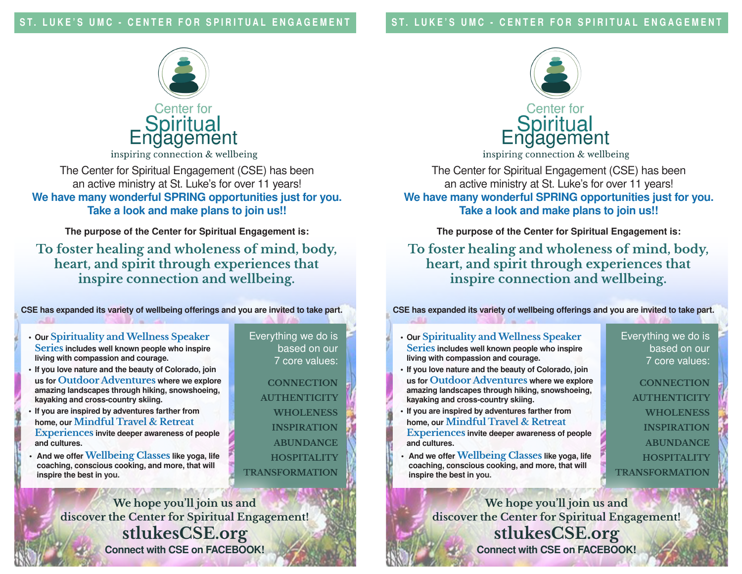ST. LUKE'S UMC - CENTER FOR SPIRITUAL ENGAGEMENT

# Center for Spiritual Engagement

inspiring connection & wellbeing

The Center for Spiritual Engagement (CSE) has been an active ministry at St. Luke's for over 11 years!

**We have many wonderful SPRING opportunities just for you. Take a look and make plans to join us!!**

**The purpose of the Center for Spiritual Engagement is:**

## To foster healing and wholeness of mind, body, heart, and spirit through experiences that inspire connection and wellbeing.

**CSE has expanded its variety of wellbeing offerings and you are invited to take part.**

- **Our Spirituality and Wellness Speaker Series includes well known people who inspire living with compassion and courage.**
- **If you love nature and the beauty of Colorado, join us for Outdoor Adventures where we explore amazing landscapes through hiking, snowshoeing, kayaking and cross-country skiing.**
- **If you are inspired by adventures farther from home, our Mindful Travel & Retreat Experiences invite deeper awareness of people and cultures.**
- **And we offer Wellbeing Classes like yoga, life coaching, conscious cooking, and more, that will inspire the best in you.**

Everything we do is based on our 7 core values:

CONNECTION
AUTHENTICITY
WHOLENESS
INSPIRATION
ABUNDANCE
HOSPITALITY
TRANSFORMATION

**We hope you'll join us and discover the Center for Spiritual Engagement!**

**stlukesCSE.org**

**Connect with CSE on FACEBOOK!**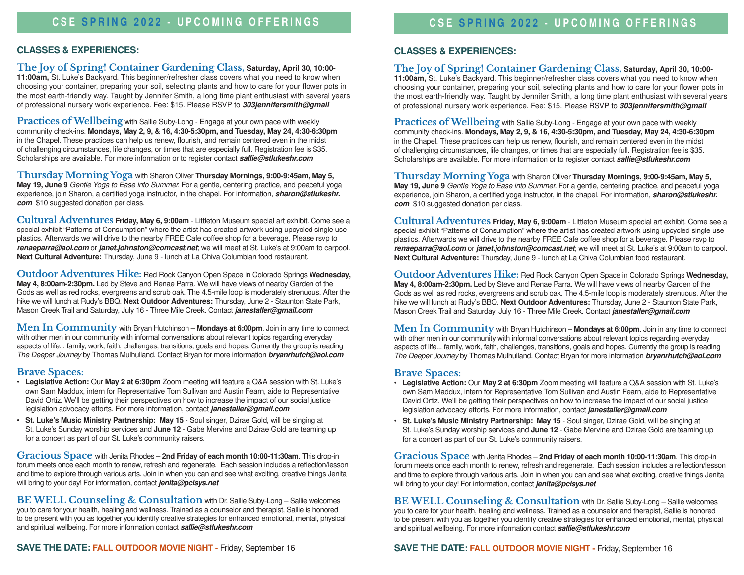# CSE SPRING 2022 - UPCOMING OFFERINGS

## CLASSES & EXPERIENCES:

**The Joy of Spring! Container Gardening Class, Saturday, April 30, 10:00-11:00am,** St. Luke's Backyard. This beginner/refresher class covers what you need to know when choosing your container, preparing your soil, selecting plants and how to care for your flower pots in the most earth-friendly way. Taught by Jennifer Smith, a long time plant enthusiast with several years of professional nursery work experience. Fee: $15. Please RSVP to ***303jennifersmith@gmail***

**Practices of Wellbeing** with Sallie Suby-Long - Engage at your own pace with weekly community check-ins. **Mondays, May 2, 9, & 16, 4:30-5:30pm, and Tuesday, May 24, 4:30-6:30pm** in the Chapel. These practices can help us renew, flourish, and remain centered even in the midst of challenging circumstances, life changes, or times that are especially full. Registration fee is $35. Scholarships are available. For more information or to register contact ***sallie@stlukeshr.com***

**Thursday Morning Yoga** with Sharon Oliver **Thursday Mornings, 9:00-9:45am, May 5, May 19, June 9** *Gentle Yoga to Ease into Summer.* For a gentle, centering practice, and peaceful yoga experience, join Sharon, a certified yoga instructor, in the chapel. For information, ***sharon@stlukeshr.com*** $10 suggested donation per class.

**Cultural Adventures Friday, May 6, 9:00am** - Littleton Museum special art exhibit. Come see a special exhibit "Patterns of Consumption" where the artist has created artwork using upcycled single use plastics. Afterwards we will drive to the nearby FREE Cafe coffee shop for a beverage. Please rsvp to ***renaeparra@aol.com*** or ***janet.johnston@comcast.net***; we will meet at St. Luke's at 9:00am to carpool. **Next Cultural Adventure:** Thursday, June 9 - lunch at La Chiva Columbian food restaurant.

**Outdoor Adventures Hike:** Red Rock Canyon Open Space in Colorado Springs **Wednesday, May 4, 8:00am-2:30pm.** Led by Steve and Renae Parra. We will have views of nearby Garden of the Gods as well as red rocks, evergreens and scrub oak. The 4.5-mile loop is moderately strenuous. After the hike we will lunch at Rudy's BBQ. **Next Outdoor Adventures:** Thursday, June 2 - Staunton State Park, Mason Creek Trail and Saturday, July 16 - Three Mile Creek. Contact ***janestaller@gmail.com***

**Men In Community** with Bryan Hutchinson – **Mondays at 6:00pm**. Join in any time to connect with other men in our community with informal conversations about relevant topics regarding everyday aspects of life... family, work, faith, challenges, transitions, goals and hopes. Currently the group is reading *The Deeper Journey* by Thomas Mulhulland. Contact Bryan for more information ***bryanrhutch@aol.com***

**Brave Spaces:**

- **Legislative Action:** Our **May 2 at 6:30pm** Zoom meeting will feature a Q&A session with St. Luke's own Sam Maddux, intern for Representative Tom Sullivan and Austin Fearn, aide to Representative David Ortiz. We'll be getting their perspectives on how to increase the impact of our social justice legislation advocacy efforts. For more information, contact ***janestaller@gmail.com***
- **St. Luke's Music Ministry Partnership: May 15** - Soul singer, Dzirae Gold, will be singing at St. Luke's Sunday worship services and **June 12** - Gabe Mervine and Dzirae Gold are teaming up for a concert as part of our St. Luke's community raisers.

**Gracious Space** with Jenita Rhodes – **2nd Friday of each month 10:00-11:30am**. This drop-in forum meets once each month to renew, refresh and regenerate. Each session includes a reflection/lesson and time to explore through various arts. Join in when you can and see what exciting, creative things Jenita will bring to your day! For information, contact ***jenita@pcisys.net***

**BE WELL Counseling & Consultation** with Dr. Sallie Suby-Long – Sallie welcomes you to care for your health, healing and wellness. Trained as a counselor and therapist, Sallie is honored to be present with you as together you identify creative strategies for enhanced emotional, mental, physical and spiritual wellbeing. For more information contact ***sallie@stlukeshr.com***

**SAVE THE DATE: FALL OUTDOOR MOVIE NIGHT -** Friday, September 16